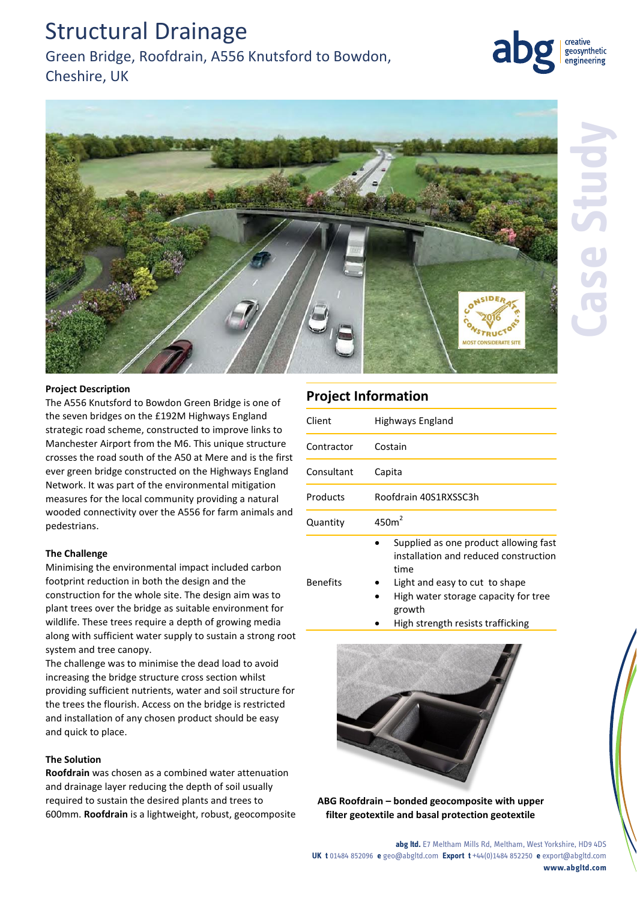# Structural Drainage

## Green Bridge, Roofdrain, A556 Knutsford to Bowdon, Cheshire, UK

**Project Description**

The A556 Knutsford to Bowdon Green Bridge is one of the seven bridges on the £192M Highways England strategic road scheme, constructed to improve links to Manchester Airport from the M6. This unique structure crosses the road south of the A50 at Mere and is the first ever green bridge constructed on the Highways England Network. It was part of the environmental mitigation measures for the local community providing a natural wooded connectivity over the A556 for farm animals and pedestrians.

**The Challenge**

Minimising the environmental impact included carbon footprint reduction in both the design and the construction for the whole site. The design aim was to plant trees over the bridge as suitable environment for wildlife. These trees require a depth of growing media along with sufficient water supply to sustain a strong root system and tree canopy.

The challenge was to minimise the dead load to avoid increasing the bridge structure cross section whilst providing sufficient nutrients, water and soil structure for the trees the flourish. Access on the bridge is restricted and installation of any chosen product should be easy and quick to place.

**The Solution**

**Roofdrain** was chosen as a combined water attenuation and drainage layer reducing the depth of soil usually required to sustain the desired plants and trees to 600mm. **Roofdrain** is a lightweight, robust, geocomposite

## Project Information

| | |
|---|---|
| Client | Highways England |
| Contractor | Costain |
| Consultant | Capita |
| Products | Roofdrain 40S1RXSSC3h |
| Quantity | 450m$^2$ |
| Benefits | • Supplied as one product allowing fast installation and reduced construction time<br>• Light and easy to cut to shape<br>• High water storage capacity for tree growth<br>• High strength resists trafficking |

**ABG Roofdrain – bonded geocomposite with upper filter geotextile and basal protection geotextile**

**abg ltd.** E7 Meltham Mills Rd, Meltham, West Yorkshire, HD9 4DS
**UK t** 01484 852096 **e** geo@abgltd.com **Export t** +44(0)1484 852250 **e** export@abgltd.com
**www.abgltd.com**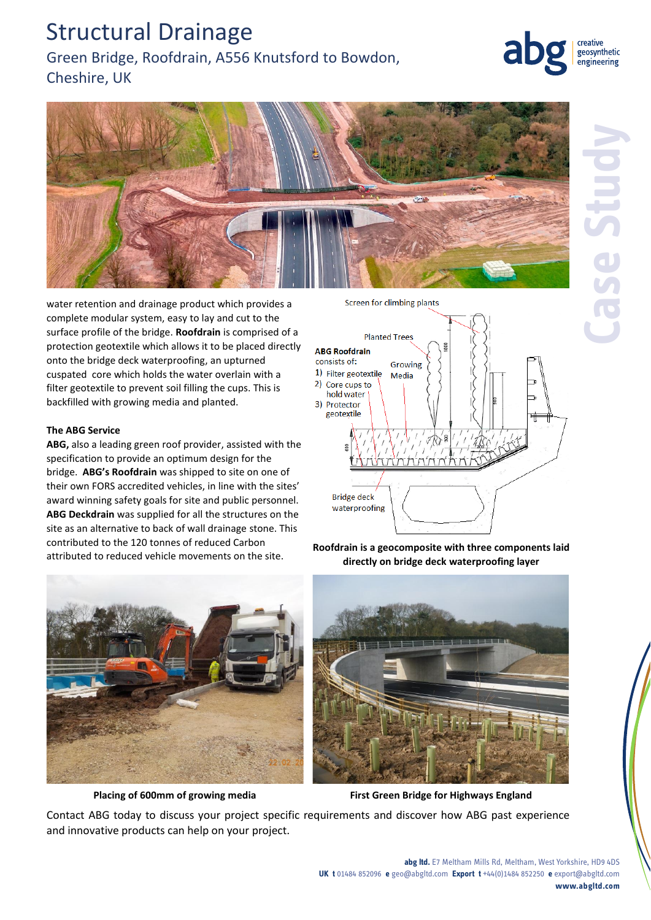# Structural Drainage

## Green Bridge, Roofdrain, A556 Knutsford to Bowdon, Cheshire, UK

water retention and drainage product which provides a complete modular system, easy to lay and cut to the surface profile of the bridge. **Roofdrain** is comprised of a protection geotextile which allows it to be placed directly onto the bridge deck waterproofing, an upturned cuspated core which holds the water overlain with a filter geotextile to prevent soil filling the cups. This is backfilled with growing media and planted.

### The ABG Service

**ABG,** also a leading green roof provider, assisted with the specification to provide an optimum design for the bridge. **ABG's Roofdrain** was shipped to site on one of their own FORS accredited vehicles, in line with the sites' award winning safety goals for site and public personnel. **ABG Deckdrain** was supplied for all the structures on the site as an alternative to back of wall drainage stone. This contributed to the 120 tonnes of reduced Carbon attributed to reduced vehicle movements on the site.

Screen for climbing plants

Planted Trees

**ABG Roofdrain** consists of:
1) Filter geotextile
2) Core cups to hold water
3) Protector geotextile

Growing Media

Bridge deck waterproofing

**Roofdrain is a geocomposite with three components laid directly on bridge deck waterproofing layer**

**Placing of 600mm of growing media**

**First Green Bridge for Highways England**

Contact ABG today to discuss your project specific requirements and discover how ABG past experience and innovative products can help on your project.

**abg ltd.** E7 Meltham Mills Rd, Meltham, West Yorkshire, HD9 4DS
**UK t** 01484 852096 **e** geo@abgltd.com **Export t** +44(0)1484 852250 **e** export@abgltd.com
**www.abgltd.com**